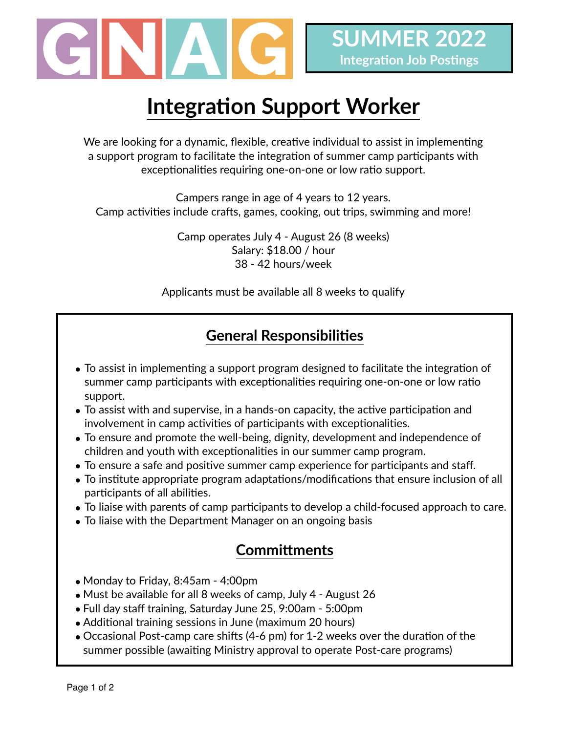GNAG

**SUMMER 2022**
**Integration Job Postings**

# Integration Support Worker

We are looking for a dynamic, flexible, creative individual to assist in implementing a support program to facilitate the integration of summer camp participants with exceptionalities requiring one-on-one or low ratio support.

Campers range in age of 4 years to 12 years.
Camp activities include crafts, games, cooking, out trips, swimming and more!

Camp operates July 4 - August 26 (8 weeks)
Salary: $18.00 / hour
38 - 42 hours/week

Applicants must be available all 8 weeks to qualify

## General Responsibilities

- To assist in implementing a support program designed to facilitate the integration of summer camp participants with exceptionalities requiring one-on-one or low ratio support.
- To assist with and supervise, in a hands-on capacity, the active participation and involvement in camp activities of participants with exceptionalities.
- To ensure and promote the well-being, dignity, development and independence of children and youth with exceptionalities in our summer camp program.
- To ensure a safe and positive summer camp experience for participants and staff.
- To institute appropriate program adaptations/modifications that ensure inclusion of all participants of all abilities.
- To liaise with parents of camp participants to develop a child-focused approach to care.
- To liaise with the Department Manager on an ongoing basis

## Committments

- Monday to Friday, 8:45am - 4:00pm
- Must be available for all 8 weeks of camp, July 4 - August 26
- Full day staff training, Saturday June 25, 9:00am - 5:00pm
- Additional training sessions in June (maximum 20 hours)
- Occasional Post-camp care shifts (4-6 pm) for 1-2 weeks over the duration of the summer possible (awaiting Ministry approval to operate Post-care programs)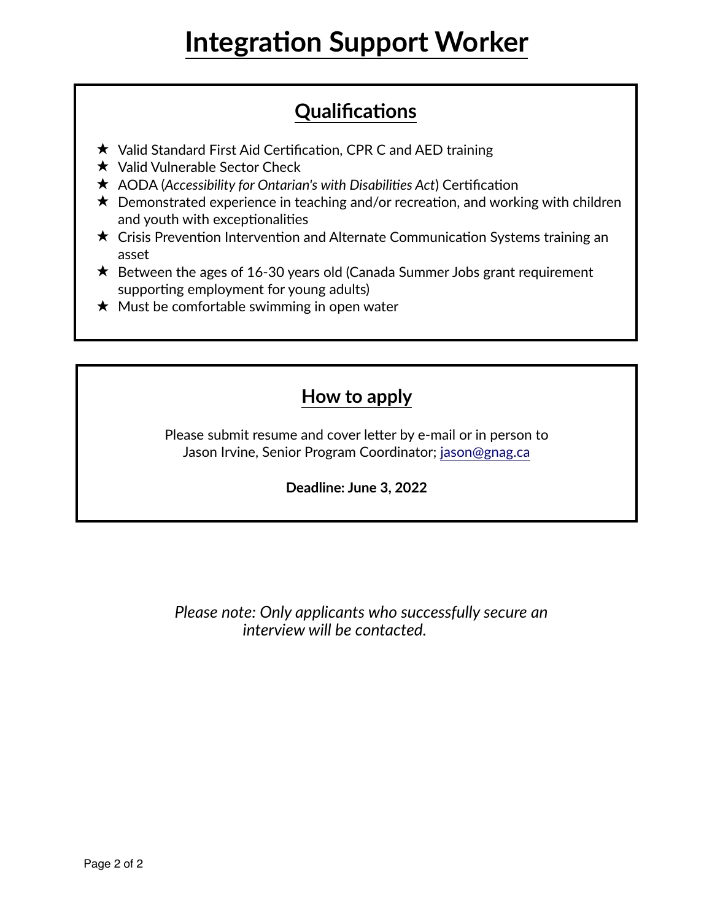# Integration Support Worker

## Qualifications

- ★ Valid Standard First Aid Certification, CPR C and AED training
- ★ Valid Vulnerable Sector Check
- ★ AODA (*Accessibility for Ontarian's with Disabilities Act*) Certification
- ★ Demonstrated experience in teaching and/or recreation, and working with children and youth with exceptionalities
- ★ Crisis Prevention Intervention and Alternate Communication Systems training an asset
- ★ Between the ages of 16-30 years old (Canada Summer Jobs grant requirement supporting employment for young adults)
- ★ Must be comfortable swimming in open water

## How to apply

Please submit resume and cover letter by e-mail or in person to Jason Irvine, Senior Program Coordinator; jason@gnag.ca

**Deadline: June 3, 2022**

*Please note: Only applicants who successfully secure an interview will be contacted.*